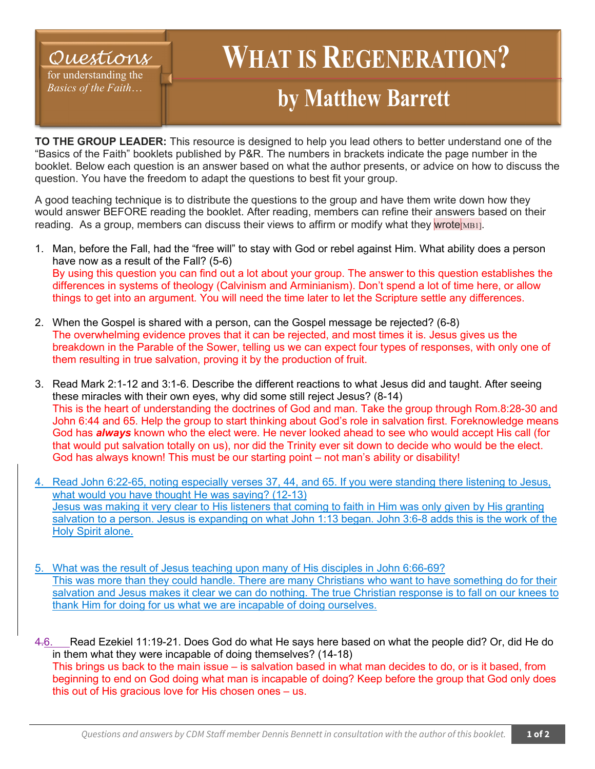# What is Regeneration?

## by Matthew Barrett

*Questions for understanding the Basics of the Faith…*

**TO THE GROUP LEADER:** This resource is designed to help you lead others to better understand one of the "Basics of the Faith" booklets published by P&R. The numbers in brackets indicate the page number in the booklet. Below each question is an answer based on what the author presents, or advice on how to discuss the question. You have the freedom to adapt the questions to best fit your group.

A good teaching technique is to distribute the questions to the group and have them write down how they would answer BEFORE reading the booklet. After reading, members can refine their answers based on their reading. As a group, members can discuss their views to affirm or modify what they wrote[MB1].

1. Man, before the Fall, had the "free will" to stay with God or rebel against Him. What ability does a person have now as a result of the Fall? (5-6)
   By using this question you can find out a lot about your group. The answer to this question establishes the differences in systems of theology (Calvinism and Arminianism). Don't spend a lot of time here, or allow things to get into an argument. You will need the time later to let the Scripture settle any differences.

2. When the Gospel is shared with a person, can the Gospel message be rejected? (6-8)
   The overwhelming evidence proves that it can be rejected, and most times it is. Jesus gives us the breakdown in the Parable of the Sower, telling us we can expect four types of responses, with only one of them resulting in true salvation, proving it by the production of fruit.

3. Read Mark 2:1-12 and 3:1-6. Describe the different reactions to what Jesus did and taught. After seeing these miracles with their own eyes, why did some still reject Jesus? (8-14)
   This is the heart of understanding the doctrines of God and man. Take the group through Rom.8:28-30 and John 6:44 and 65. Help the group to start thinking about God's role in salvation first. Foreknowledge means God has ***always*** known who the elect were. He never looked ahead to see who would accept His call (for that would put salvation totally on us), nor did the Trinity ever sit down to decide who would be the elect. God has always known! This must be our starting point – not man's ability or disability!

4. Read John 6:22-65, noting especially verses 37, 44, and 65. If you were standing there listening to Jesus, what would you have thought He was saying? (12-13)
   Jesus was making it very clear to His listeners that coming to faith in Him was only given by His granting salvation to a person. Jesus is expanding on what John 1:13 began. John 3:6-8 adds this is the work of the Holy Spirit alone.

5. What was the result of Jesus teaching upon many of His disciples in John 6:66-69?
   This was more than they could handle. There are many Christians who want to have something do for their salvation and Jesus makes it clear we can do nothing. The true Christian response is to fall on our knees to thank Him for doing for us what we are incapable of doing ourselves.

6. Read Ezekiel 11:19-21. Does God do what He says here based on what the people did? Or, did He do in them what they were incapable of doing themselves? (14-18)
   This brings us back to the main issue – is salvation based in what man decides to do, or is it based, from beginning to end on God doing what man is incapable of doing? Keep before the group that God only does this out of His gracious love for His chosen ones – us.

*Questions and answers by CDM Staff member Dennis Bennett in consultation with the author of this booklet.*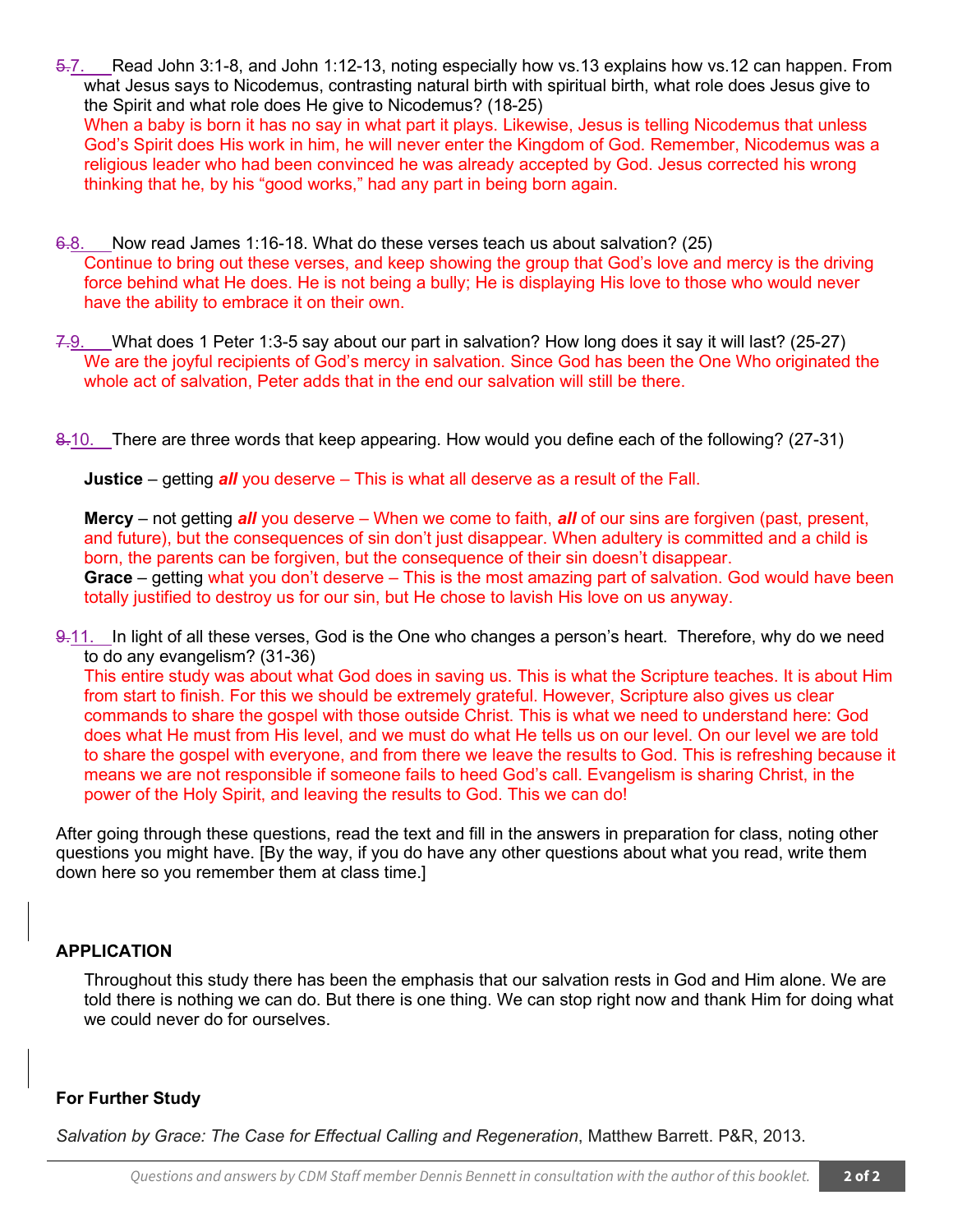~~5.~~7. Read John 3:1-8, and John 1:12-13, noting especially how vs.13 explains how vs.12 can happen. From what Jesus says to Nicodemus, contrasting natural birth with spiritual birth, what role does Jesus give to the Spirit and what role does He give to Nicodemus? (18-25)
When a baby is born it has no say in what part it plays. Likewise, Jesus is telling Nicodemus that unless God's Spirit does His work in him, he will never enter the Kingdom of God. Remember, Nicodemus was a religious leader who had been convinced he was already accepted by God. Jesus corrected his wrong thinking that he, by his "good works," had any part in being born again.

~~6.~~8. Now read James 1:16-18. What do these verses teach us about salvation? (25)
Continue to bring out these verses, and keep showing the group that God's love and mercy is the driving force behind what He does. He is not being a bully; He is displaying His love to those who would never have the ability to embrace it on their own.

~~7.~~9. What does 1 Peter 1:3-5 say about our part in salvation? How long does it say it will last? (25-27)
We are the joyful recipients of God's mercy in salvation. Since God has been the One Who originated the whole act of salvation, Peter adds that in the end our salvation will still be there.

~~8.~~10. There are three words that keep appearing. How would you define each of the following? (27-31)

**Justice** – getting ***all*** you deserve – This is what all deserve as a result of the Fall.

**Mercy** – not getting ***all*** you deserve – When we come to faith, ***all*** of our sins are forgiven (past, present, and future), but the consequences of sin don't just disappear. When adultery is committed and a child is born, the parents can be forgiven, but the consequence of their sin doesn't disappear.
**Grace** – getting what you don't deserve – This is the most amazing part of salvation. God would have been totally justified to destroy us for our sin, but He chose to lavish His love on us anyway.

~~9.~~11. In light of all these verses, God is the One who changes a person's heart. Therefore, why do we need to do any evangelism? (31-36)
This entire study was about what God does in saving us. This is what the Scripture teaches. It is about Him from start to finish. For this we should be extremely grateful. However, Scripture also gives us clear commands to share the gospel with those outside Christ. This is what we need to understand here: God does what He must from His level, and we must do what He tells us on our level. On our level we are told to share the gospel with everyone, and from there we leave the results to God. This is refreshing because it means we are not responsible if someone fails to heed God's call. Evangelism is sharing Christ, in the power of the Holy Spirit, and leaving the results to God. This we can do!

After going through these questions, read the text and fill in the answers in preparation for class, noting other questions you might have. [By the way, if you do have any other questions about what you read, write them down here so you remember them at class time.]

## APPLICATION

Throughout this study there has been the emphasis that our salvation rests in God and Him alone. We are told there is nothing we can do. But there is one thing. We can stop right now and thank Him for doing what we could never do for ourselves.

## For Further Study

*Salvation by Grace: The Case for Effectual Calling and Regeneration*, Matthew Barrett. P&R, 2013.

*Questions and answers by CDM Staff member Dennis Bennett in consultation with the author of this booklet.*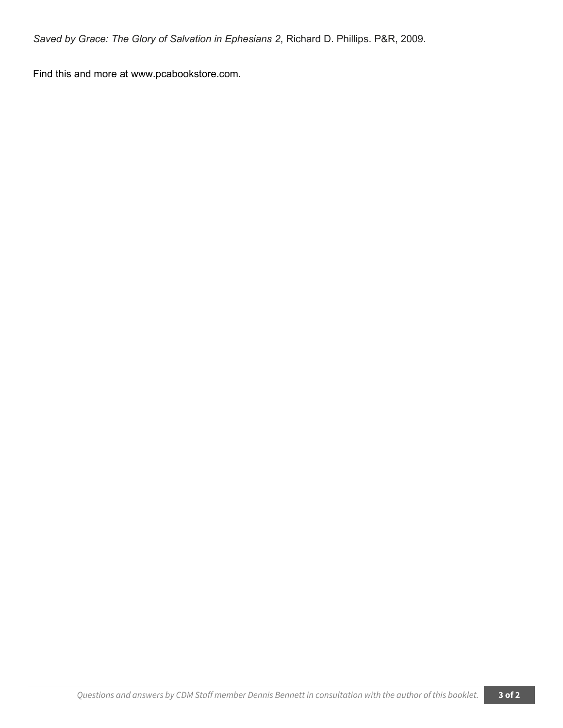*Saved by Grace: The Glory of Salvation in Ephesians 2*, Richard D. Phillips. P&R, 2009.

Find this and more at www.pcabookstore.com.